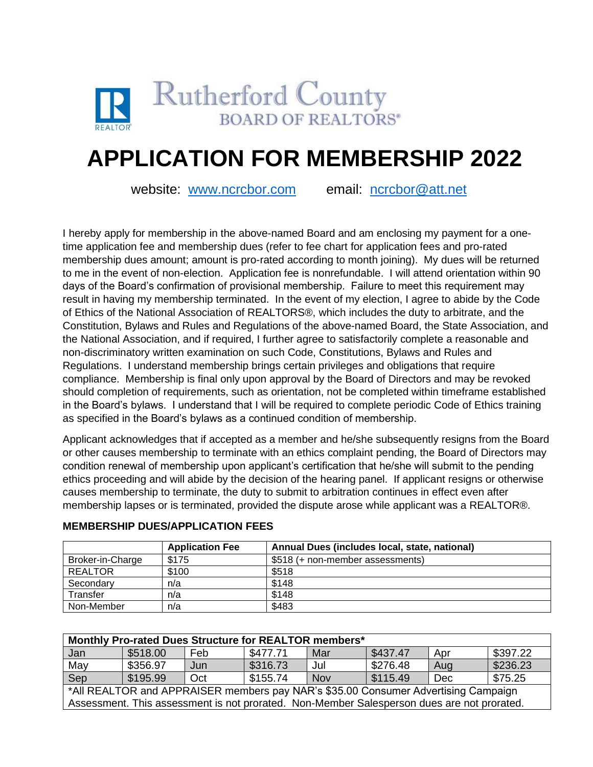Rutherford County
BOARD OF REALTORS®

# APPLICATION FOR MEMBERSHIP 2022

website: www.ncrcbor.com email: ncrcbor@att.net

I hereby apply for membership in the above-named Board and am enclosing my payment for a one-time application fee and membership dues (refer to fee chart for application fees and pro-rated membership dues amount; amount is pro-rated according to month joining). My dues will be returned to me in the event of non-election. Application fee is nonrefundable. I will attend orientation within 90 days of the Board's confirmation of provisional membership. Failure to meet this requirement may result in having my membership terminated. In the event of my election, I agree to abide by the Code of Ethics of the National Association of REALTORS®, which includes the duty to arbitrate, and the Constitution, Bylaws and Rules and Regulations of the above-named Board, the State Association, and the National Association, and if required, I further agree to satisfactorily complete a reasonable and non-discriminatory written examination on such Code, Constitutions, Bylaws and Rules and Regulations. I understand membership brings certain privileges and obligations that require compliance. Membership is final only upon approval by the Board of Directors and may be revoked should completion of requirements, such as orientation, not be completed within timeframe established in the Board's bylaws. I understand that I will be required to complete periodic Code of Ethics training as specified in the Board's bylaws as a continued condition of membership.

Applicant acknowledges that if accepted as a member and he/she subsequently resigns from the Board or other causes membership to terminate with an ethics complaint pending, the Board of Directors may condition renewal of membership upon applicant's certification that he/she will submit to the pending ethics proceeding and will abide by the decision of the hearing panel. If applicant resigns or otherwise causes membership to terminate, the duty to submit to arbitration continues in effect even after membership lapses or is terminated, provided the dispute arose while applicant was a REALTOR®.

**MEMBERSHIP DUES/APPLICATION FEES**

| | **Application Fee** | **Annual Dues (includes local, state, national)** |
|---|---|---|
| Broker-in-Charge | $175 | $518 (+ non-member assessments) |
| REALTOR | $100 | $518 |
| Secondary | n/a | $148 |
| Transfer | n/a | $148 |
| Non-Member | n/a | $483 |

| **Monthly Pro-rated Dues Structure for REALTOR members*** | | | | | | | |
|---|---|---|---|---|---|---|---|
| Jan | $518.00 | Feb | $477.71 | Mar | $437.47 | Apr | $397.22 |
| May | $356.97 | Jun | $316.73 | Jul | $276.48 | Aug | $236.23 |
| Sep | $195.99 | Oct | $155.74 | Nov | $115.49 | Dec | $75.25 |

*All REALTOR and APPRAISER members pay NAR's $35.00 Consumer Advertising Campaign Assessment. This assessment is not prorated. Non-Member Salesperson dues are not prorated.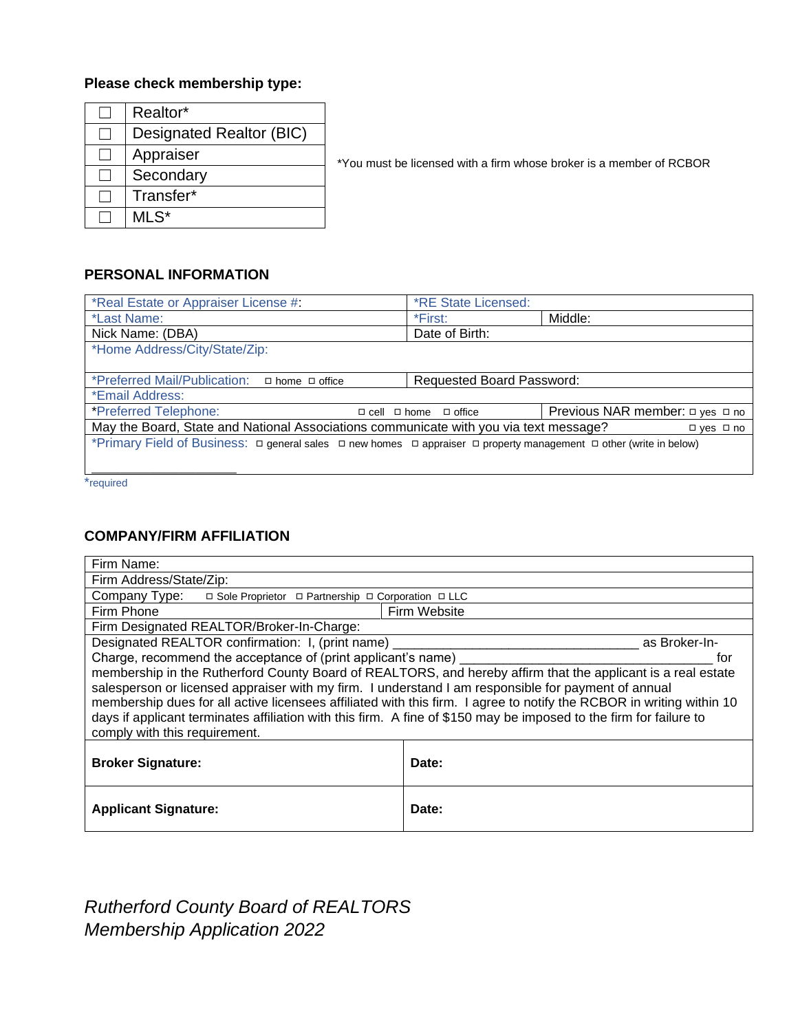**Please check membership type:**

| | |
|---|---|
| ☐ | Realtor* |
| ☐ | Designated Realtor (BIC) |
| ☐ | Appraiser |
| ☐ | Secondary |
| ☐ | Transfer* |
| ☐ | MLS* |

*You must be licensed with a firm whose broker is a member of RCBOR

### PERSONAL INFORMATION

| | | |
|---|---|---|
| *Real Estate or Appraiser License #: | *RE State Licensed: | |
| *Last Name: | *First: | Middle: |
| Nick Name: (DBA) | Date of Birth: | |
| *Home Address/City/State/Zip: | | |
| *Preferred Mail/Publication: ◻ home ◻ office | Requested Board Password: | |
| *Email Address: | | |
| *Preferred Telephone: ◻ cell ◻ home ◻ office | | Previous NAR member: ◻ yes ◻ no |
| May the Board, State and National Associations communicate with you via text message? ◻ yes ◻ no | | |
| *Primary Field of Business: ◻ general sales ◻ new homes ◻ appraiser ◻ property management ◻ other (write in below) ____________________ | | |

*required

### COMPANY/FIRM AFFILIATION

| | |
|---|---|
| Firm Name: | |
| Firm Address/State/Zip: | |
| Company Type: ◻ Sole Proprietor ◻ Partnership ◻ Corporation ◻ LLC | |
| Firm Phone | Firm Website |
| Firm Designated REALTOR/Broker-In-Charge: | |

Designated REALTOR confirmation: I, (print name) _________________________________ as Broker-In-Charge, recommend the acceptance of (print applicant's name) __________________________________ for membership in the Rutherford County Board of REALTORS, and hereby affirm that the applicant is a real estate salesperson or licensed appraiser with my firm. I understand I am responsible for payment of annual membership dues for all active licensees affiliated with this firm. I agree to notify the RCBOR in writing within 10 days if applicant terminates affiliation with this firm. A fine of $150 may be imposed to the firm for failure to comply with this requirement.

| | |
|---|---|
| **Broker Signature:** | **Date:** |
| **Applicant Signature:** | **Date:** |

*Rutherford County Board of REALTORS*
*Membership Application 2022*